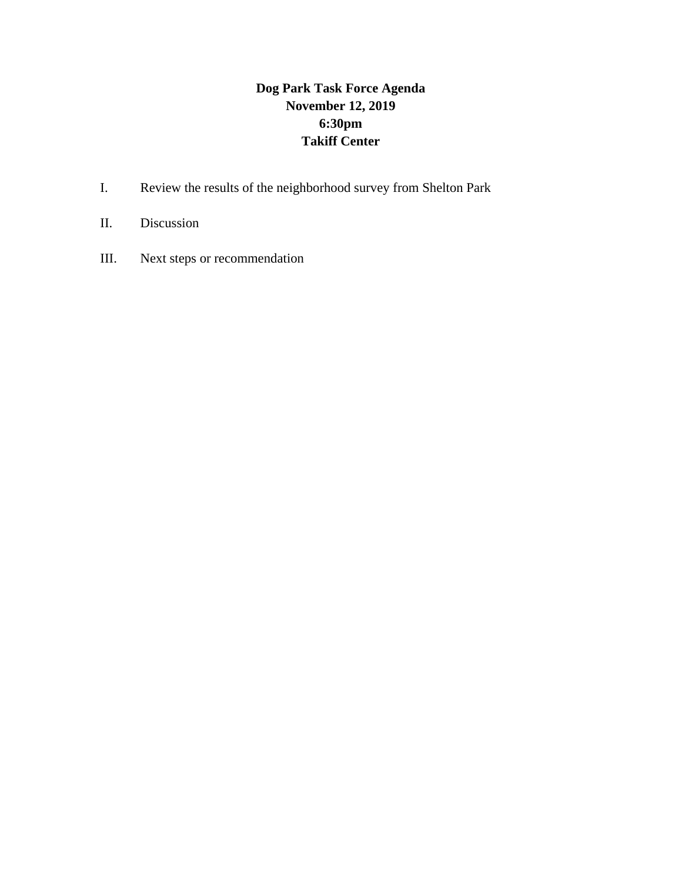# Dog Park Task Force Agenda

**November 12, 2019**

**6:30pm**

**Takiff Center**

I. Review the results of the neighborhood survey from Shelton Park

II. Discussion

III. Next steps or recommendation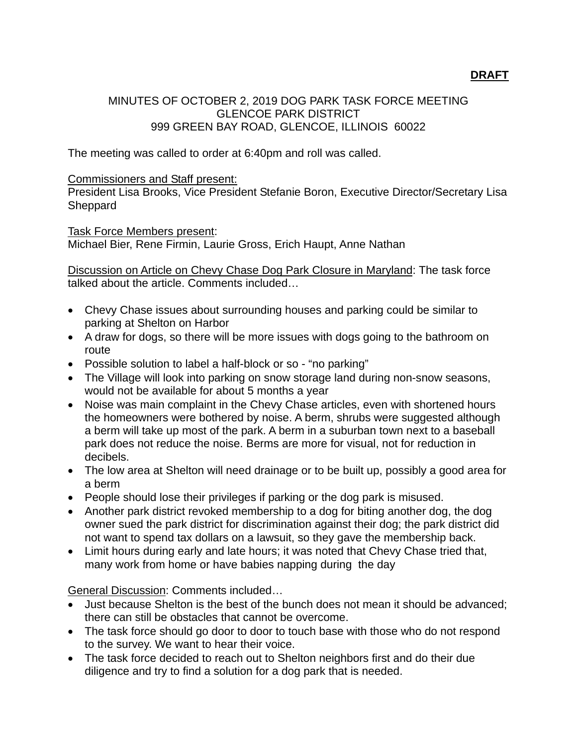**DRAFT**

MINUTES OF OCTOBER 2, 2019 DOG PARK TASK FORCE MEETING
GLENCOE PARK DISTRICT
999 GREEN BAY ROAD, GLENCOE, ILLINOIS 60022

The meeting was called to order at 6:40pm and roll was called.

Commissioners and Staff present:
President Lisa Brooks, Vice President Stefanie Boron, Executive Director/Secretary Lisa Sheppard

Task Force Members present:
Michael Bier, Rene Firmin, Laurie Gross, Erich Haupt, Anne Nathan

Discussion on Article on Chevy Chase Dog Park Closure in Maryland: The task force talked about the article. Comments included…

- Chevy Chase issues about surrounding houses and parking could be similar to parking at Shelton on Harbor
- A draw for dogs, so there will be more issues with dogs going to the bathroom on route
- Possible solution to label a half-block or so - "no parking"
- The Village will look into parking on snow storage land during non-snow seasons, would not be available for about 5 months a year
- Noise was main complaint in the Chevy Chase articles, even with shortened hours the homeowners were bothered by noise. A berm, shrubs were suggested although a berm will take up most of the park. A berm in a suburban town next to a baseball park does not reduce the noise. Berms are more for visual, not for reduction in decibels.
- The low area at Shelton will need drainage or to be built up, possibly a good area for a berm
- People should lose their privileges if parking or the dog park is misused.
- Another park district revoked membership to a dog for biting another dog, the dog owner sued the park district for discrimination against their dog; the park district did not want to spend tax dollars on a lawsuit, so they gave the membership back.
- Limit hours during early and late hours; it was noted that Chevy Chase tried that, many work from home or have babies napping during the day

General Discussion: Comments included…

- Just because Shelton is the best of the bunch does not mean it should be advanced; there can still be obstacles that cannot be overcome.
- The task force should go door to door to touch base with those who do not respond to the survey. We want to hear their voice.
- The task force decided to reach out to Shelton neighbors first and do their due diligence and try to find a solution for a dog park that is needed.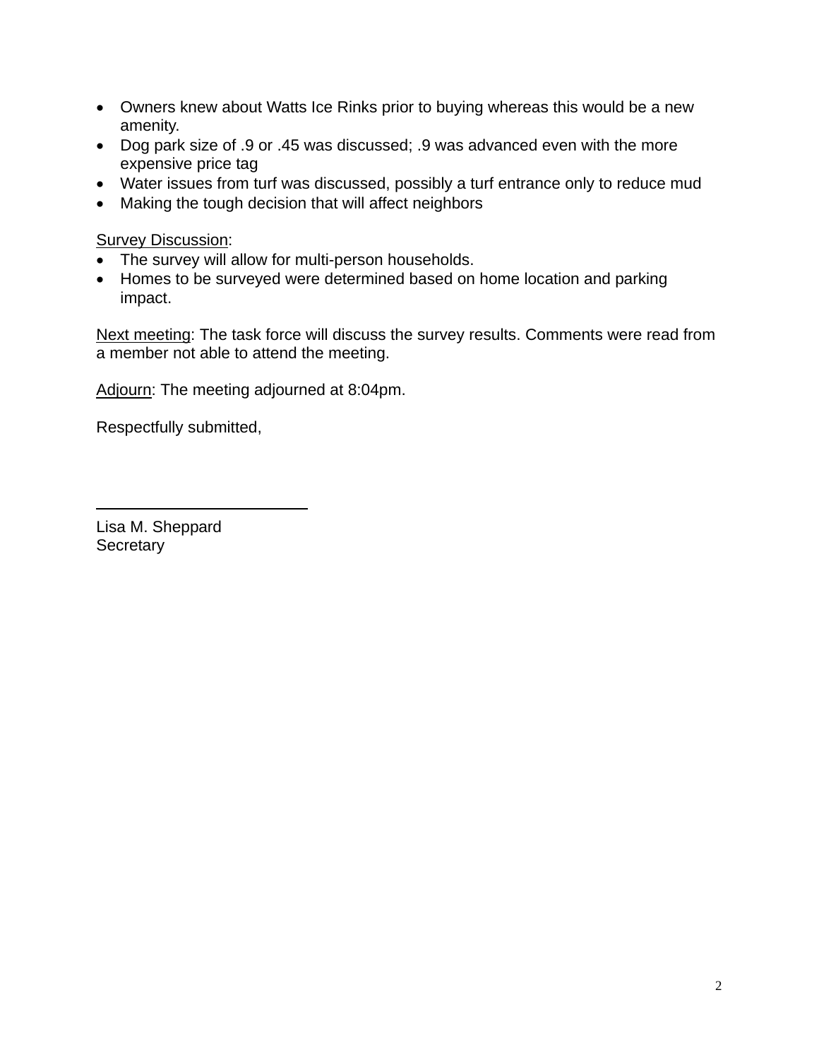- Owners knew about Watts Ice Rinks prior to buying whereas this would be a new amenity.
- Dog park size of .9 or .45 was discussed; .9 was advanced even with the more expensive price tag
- Water issues from turf was discussed, possibly a turf entrance only to reduce mud
- Making the tough decision that will affect neighbors

<u>Survey Discussion</u>:

- The survey will allow for multi-person households.
- Homes to be surveyed were determined based on home location and parking impact.

<u>Next meeting</u>: The task force will discuss the survey results. Comments were read from a member not able to attend the meeting.

<u>Adjourn</u>: The meeting adjourned at 8:04pm.

Respectfully submitted,

\_\_\_\_\_\_\_\_\_\_\_\_\_\_\_\_\_\_\_\_\_\_\_\_\_\_

Lisa M. Sheppard
Secretary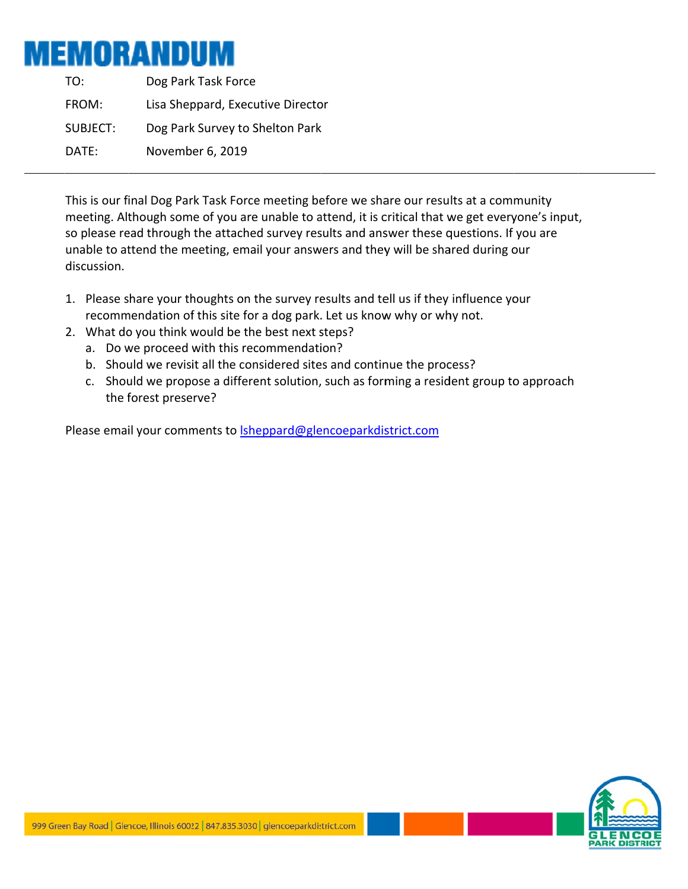# MEMORANDUM

TO: Dog Park Task Force

FROM: Lisa Sheppard, Executive Director

SUBJECT: Dog Park Survey to Shelton Park

DATE: November 6, 2019

---

This is our final Dog Park Task Force meeting before we share our results at a community meeting. Although some of you are unable to attend, it is critical that we get everyone's input, so please read through the attached survey results and answer these questions. If you are unable to attend the meeting, email your answers and they will be shared during our discussion.

1. Please share your thoughts on the survey results and tell us if they influence your recommendation of this site for a dog park. Let us know why or why not.
2. What do you think would be the best next steps?
   a. Do we proceed with this recommendation?
   b. Should we revisit all the considered sites and continue the process?
   c. Should we propose a different solution, such as forming a resident group to approach the forest preserve?

Please email your comments to lsheppard@glencoeparkdistrict.com

999 Green Bay Road | Glencoe, Illinois 60022 | 847.835.3030 | glencoeparkdistrict.com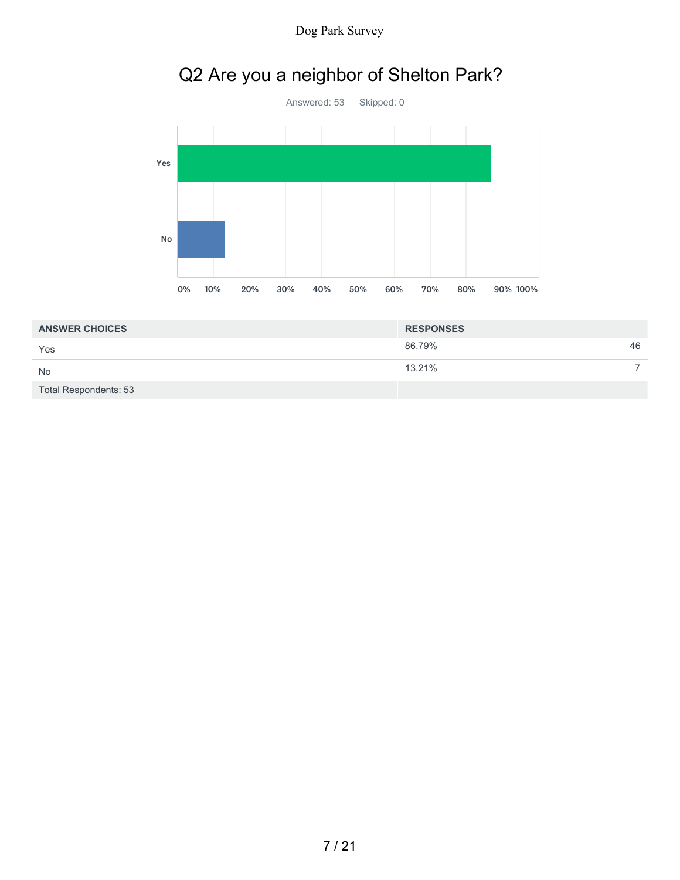## Q2 Are you a neighbor of Shelton Park?

Answered: 53 Skipped: 0

| ANSWER CHOICES | RESPONSES | |
|---|---|---|
| Yes | 86.79% | 46 |
| No | 13.21% | 7 |
| Total Respondents: 53 | | |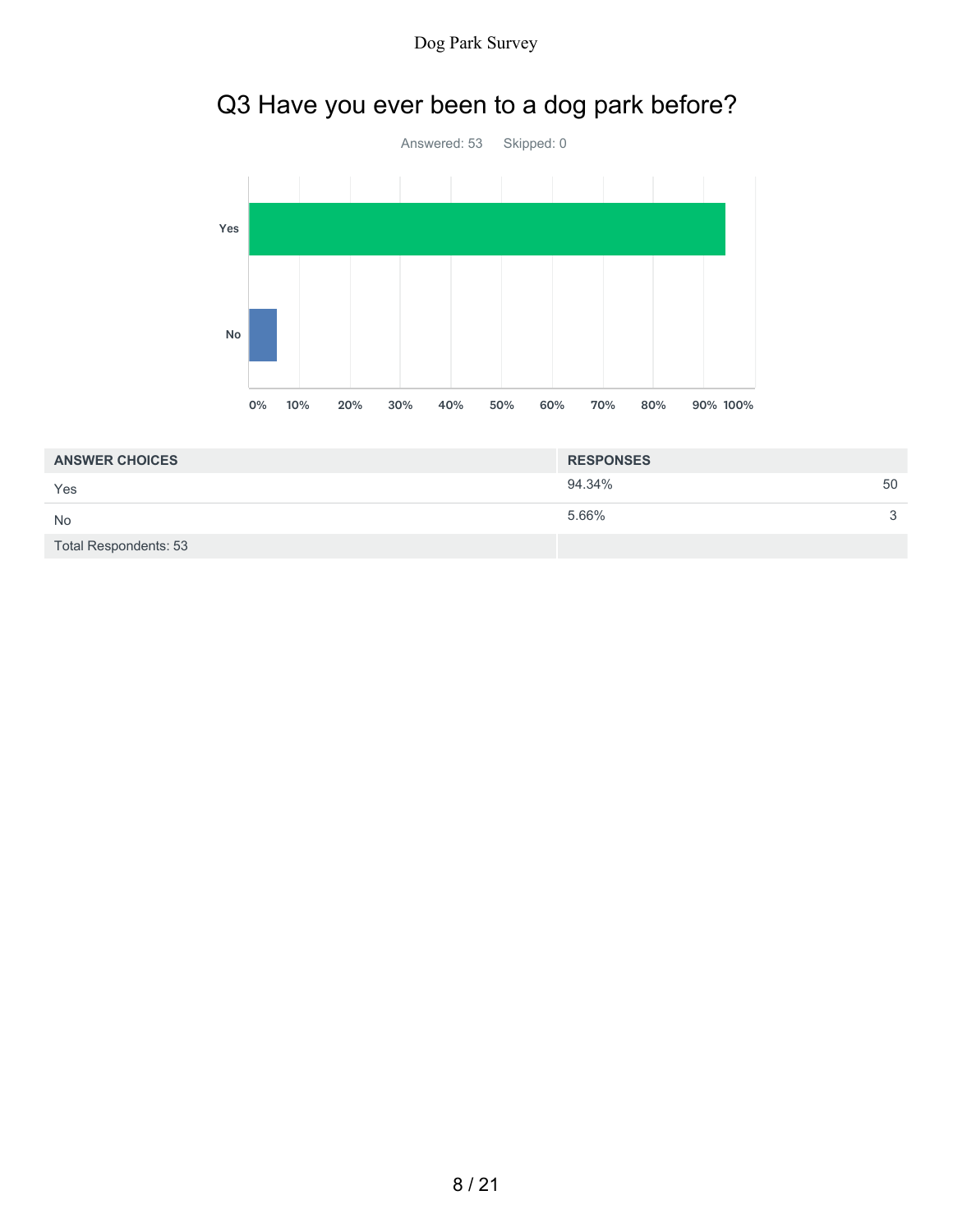## Q3 Have you ever been to a dog park before?

Answered: 53 Skipped: 0

| ANSWER CHOICES | RESPONSES | |
| --- | --- | --- |
| Yes | 94.34% | 50 |
| No | 5.66% | 3 |
| Total Respondents: 53 | | |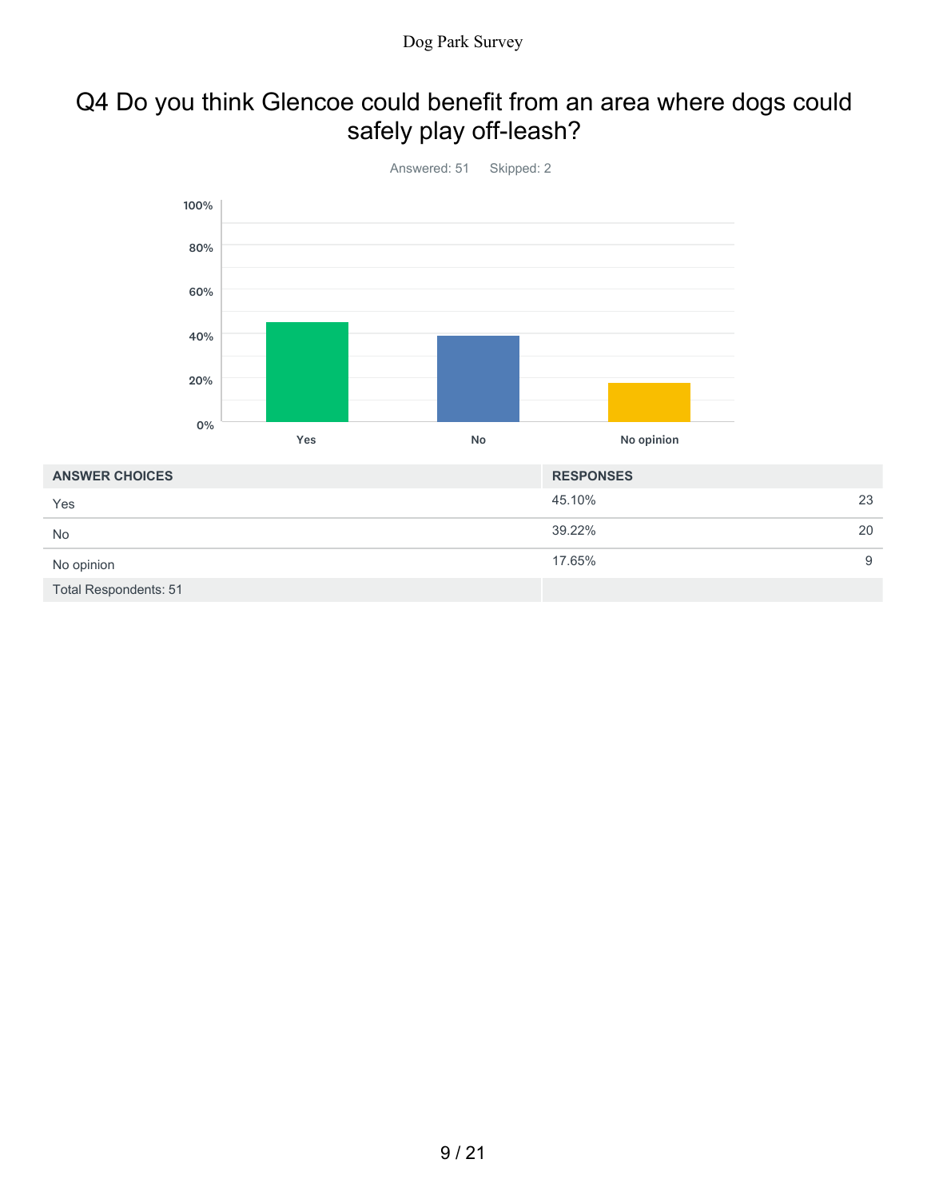## Q4 Do you think Glencoe could benefit from an area where dogs could safely play off-leash?

Answered: 51    Skipped: 2

| ANSWER CHOICES | RESPONSES | |
|---|---|---|
| Yes | 45.10% | 23 |
| No | 39.22% | 20 |
| No opinion | 17.65% | 9 |
| Total Respondents: 51 | | |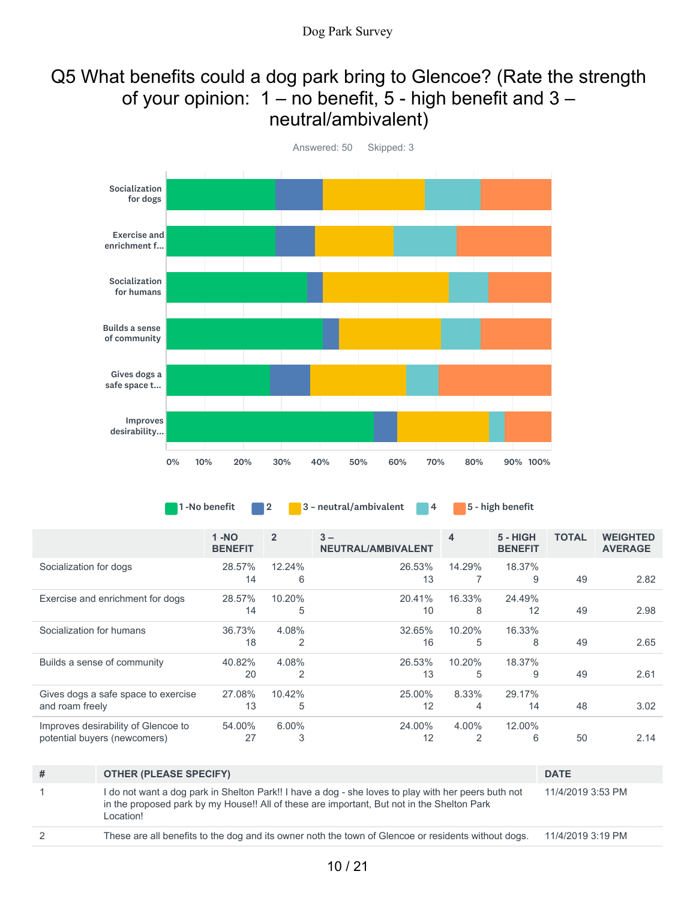# Q5 What benefits could a dog park bring to Glencoe? (Rate the strength of your opinion: 1 – no benefit, 5 - high benefit and 3 – neutral/ambivalent)

Answered: 50  Skipped: 3

| | 1 -NO BENEFIT | 2 | 3 – NEUTRAL/AMBIVALENT | 4 | 5 - HIGH BENEFIT | TOTAL | WEIGHTED AVERAGE |
|---|---|---|---|---|---|---|---|
| Socialization for dogs | 28.57% 14 | 12.24% 6 | 26.53% 13 | 14.29% 7 | 18.37% 9 | 49 | 2.82 |
| Exercise and enrichment for dogs | 28.57% 14 | 10.20% 5 | 20.41% 10 | 16.33% 8 | 24.49% 12 | 49 | 2.98 |
| Socialization for humans | 36.73% 18 | 4.08% 2 | 32.65% 16 | 10.20% 5 | 16.33% 8 | 49 | 2.65 |
| Builds a sense of community | 40.82% 20 | 4.08% 2 | 26.53% 13 | 10.20% 5 | 18.37% 9 | 49 | 2.61 |
| Gives dogs a safe space to exercise and roam freely | 27.08% 13 | 10.42% 5 | 25.00% 12 | 8.33% 4 | 29.17% 14 | 48 | 3.02 |
| Improves desirability of Glencoe to potential buyers (newcomers) | 54.00% 27 | 6.00% 3 | 24.00% 12 | 4.00% 2 | 12.00% 6 | 50 | 2.14 |

| # | OTHER (PLEASE SPECIFY) | DATE |
|---|---|---|
| 1 | I do not want a dog park in Shelton Park!! I have a dog - she loves to play with her peers buth not in the proposed park by my House!! All of these are important, But not in the Shelton Park Location! | 11/4/2019 3:53 PM |
| 2 | These are all benefits to the dog and its owner noth the town of Glencoe or residents without dogs. | 11/4/2019 3:19 PM |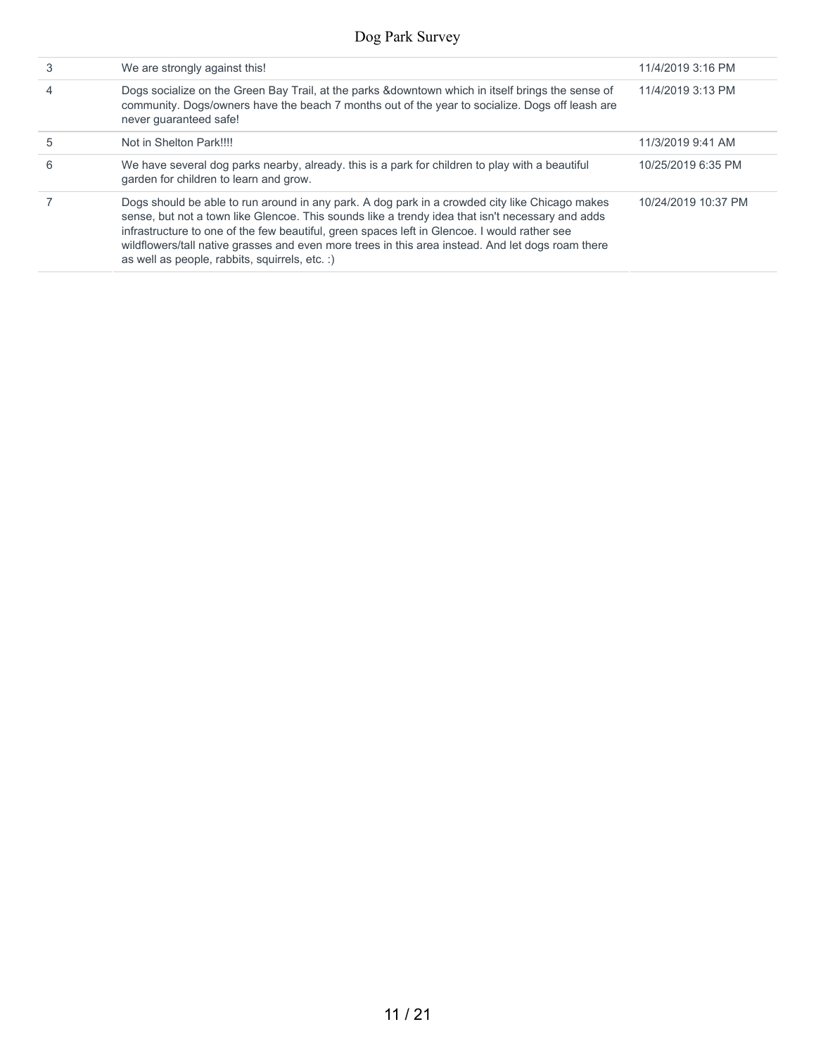| | | |
|---|---|---|
| 3 | We are strongly against this! | 11/4/2019 3:16 PM |
| 4 | Dogs socialize on the Green Bay Trail, at the parks &downtown which in itself brings the sense of community. Dogs/owners have the beach 7 months out of the year to socialize. Dogs off leash are never guaranteed safe! | 11/4/2019 3:13 PM |
| 5 | Not in Shelton Park!!!! | 11/3/2019 9:41 AM |
| 6 | We have several dog parks nearby, already. this is a park for children to play with a beautiful garden for children to learn and grow. | 10/25/2019 6:35 PM |
| 7 | Dogs should be able to run around in any park. A dog park in a crowded city like Chicago makes sense, but not a town like Glencoe. This sounds like a trendy idea that isn't necessary and adds infrastructure to one of the few beautiful, green spaces left in Glencoe. I would rather see wildflowers/tall native grasses and even more trees in this area instead. And let dogs roam there as well as people, rabbits, squirrels, etc. :) | 10/24/2019 10:37 PM |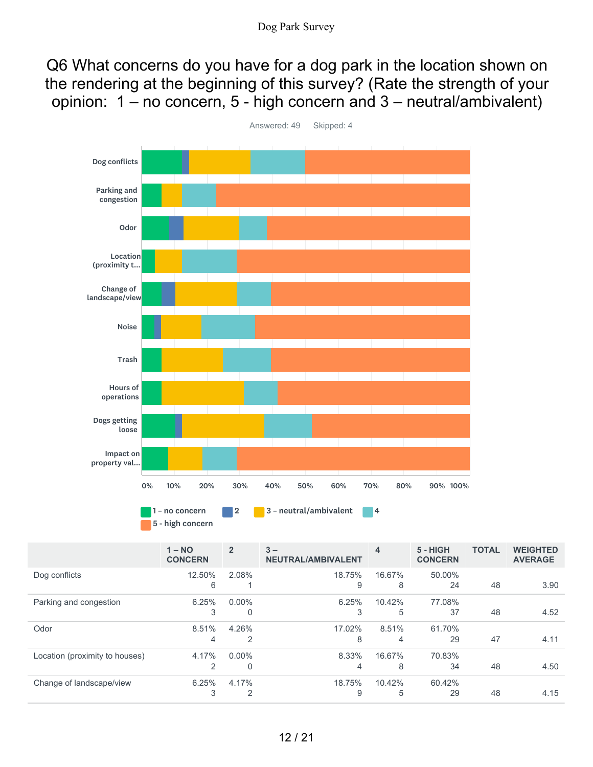# Q6 What concerns do you have for a dog park in the location shown on the rendering at the beginning of this survey? (Rate the strength of your opinion: 1 – no concern, 5 - high concern and 3 – neutral/ambivalent)

Answered: 49 Skipped: 4

| | 1 – NO CONCERN | 2 | 3 – NEUTRAL/AMBIVALENT | 4 | 5 - HIGH CONCERN | TOTAL | WEIGHTED AVERAGE |
|---|---|---|---|---|---|---|---|
| Dog conflicts | 12.50% 6 | 2.08% 1 | 18.75% 9 | 16.67% 8 | 50.00% 24 | 48 | 3.90 |
| Parking and congestion | 6.25% 3 | 0.00% 0 | 6.25% 3 | 10.42% 5 | 77.08% 37 | 48 | 4.52 |
| Odor | 8.51% 4 | 4.26% 2 | 17.02% 8 | 8.51% 4 | 61.70% 29 | 47 | 4.11 |
| Location (proximity to houses) | 4.17% 2 | 0.00% 0 | 8.33% 4 | 16.67% 8 | 70.83% 34 | 48 | 4.50 |
| Change of landscape/view | 6.25% 3 | 4.17% 2 | 18.75% 9 | 10.42% 5 | 60.42% 29 | 48 | 4.15 |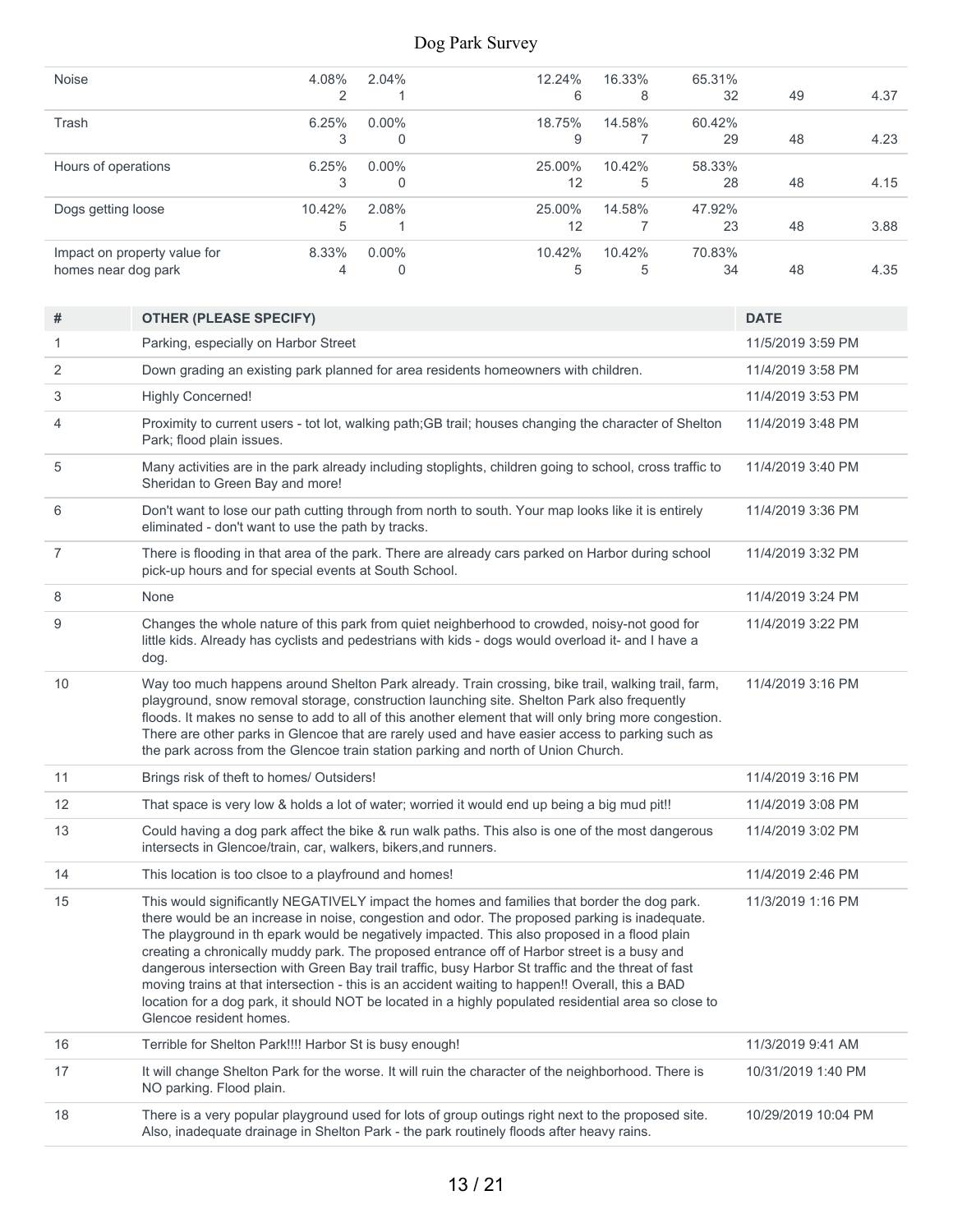| | | | | | | | |
|---|---|---|---|---|---|---|---|
| Noise | 4.08%<br>2 | 2.04%<br>1 | 12.24%<br>6 | 16.33%<br>8 | 65.31%<br>32 | 49 | 4.37 |
| Trash | 6.25%<br>3 | 0.00%<br>0 | 18.75%<br>9 | 14.58%<br>7 | 60.42%<br>29 | 48 | 4.23 |
| Hours of operations | 6.25%<br>3 | 0.00%<br>0 | 25.00%<br>12 | 10.42%<br>5 | 58.33%<br>28 | 48 | 4.15 |
| Dogs getting loose | 10.42%<br>5 | 2.08%<br>1 | 25.00%<br>12 | 14.58%<br>7 | 47.92%<br>23 | 48 | 3.88 |
| Impact on property value for homes near dog park | 8.33%<br>4 | 0.00%<br>0 | 10.42%<br>5 | 10.42%<br>5 | 70.83%<br>34 | 48 | 4.35 |

| # | OTHER (PLEASE SPECIFY) | DATE |
|---|---|---|
| 1 | Parking, especially on Harbor Street | 11/5/2019 3:59 PM |
| 2 | Down grading an existing park planned for area residents homeowners with children. | 11/4/2019 3:58 PM |
| 3 | Highly Concerned! | 11/4/2019 3:53 PM |
| 4 | Proximity to current users - tot lot, walking path;GB trail; houses changing the character of Shelton Park; flood plain issues. | 11/4/2019 3:48 PM |
| 5 | Many activities are in the park already including stoplights, children going to school, cross traffic to Sheridan to Green Bay and more! | 11/4/2019 3:40 PM |
| 6 | Don't want to lose our path cutting through from north to south. Your map looks like it is entirely eliminated - don't want to use the path by tracks. | 11/4/2019 3:36 PM |
| 7 | There is flooding in that area of the park. There are already cars parked on Harbor during school pick-up hours and for special events at South School. | 11/4/2019 3:32 PM |
| 8 | None | 11/4/2019 3:24 PM |
| 9 | Changes the whole nature of this park from quiet neighborhood to crowded, noisy-not good for little kids. Already has cyclists and pedestrians with kids - dogs would overload it- and I have a dog. | 11/4/2019 3:22 PM |
| 10 | Way too much happens around Shelton Park already. Train crossing, bike trail, walking trail, farm, playground, snow removal storage, construction launching site. Shelton Park also frequently floods. It makes no sense to add to all of this another element that will only bring more congestion. There are other parks in Glencoe that are rarely used and have easier access to parking such as the park across from the Glencoe train station parking and north of Union Church. | 11/4/2019 3:16 PM |
| 11 | Brings risk of theft to homes/ Outsiders! | 11/4/2019 3:16 PM |
| 12 | That space is very low & holds a lot of water; worried it would end up being a big mud pit!! | 11/4/2019 3:08 PM |
| 13 | Could having a dog park affect the bike & run walk paths. This also is one of the most dangerous intersects in Glencoe/train, car, walkers, bikers,and runners. | 11/4/2019 3:02 PM |
| 14 | This location is too clsoe to a playfround and homes! | 11/4/2019 2:46 PM |
| 15 | This would significantly NEGATIVELY impact the homes and families that border the dog park. there would be an increase in noise, congestion and odor. The proposed parking is inadequate. The playground in th epark would be negatively impacted. This also proposed in a flood plain creating a chronically muddy park. The proposed entrance off of Harbor street is a busy and dangerous intersection with Green Bay trail traffic, busy Harbor St traffic and the threat of fast moving trains at that intersection - this is an accident waiting to happen!! Overall, this a BAD location for a dog park, it should NOT be located in a highly populated residential area so close to Glencoe resident homes. | 11/3/2019 1:16 PM |
| 16 | Terrible for Shelton Park!!!! Harbor St is busy enough! | 11/3/2019 9:41 AM |
| 17 | It will change Shelton Park for the worse. It will ruin the character of the neighborhood. There is NO parking. Flood plain. | 10/31/2019 1:40 PM |
| 18 | There is a very popular playground used for lots of group outings right next to the proposed site. Also, inadequate drainage in Shelton Park - the park routinely floods after heavy rains. | 10/29/2019 10:04 PM |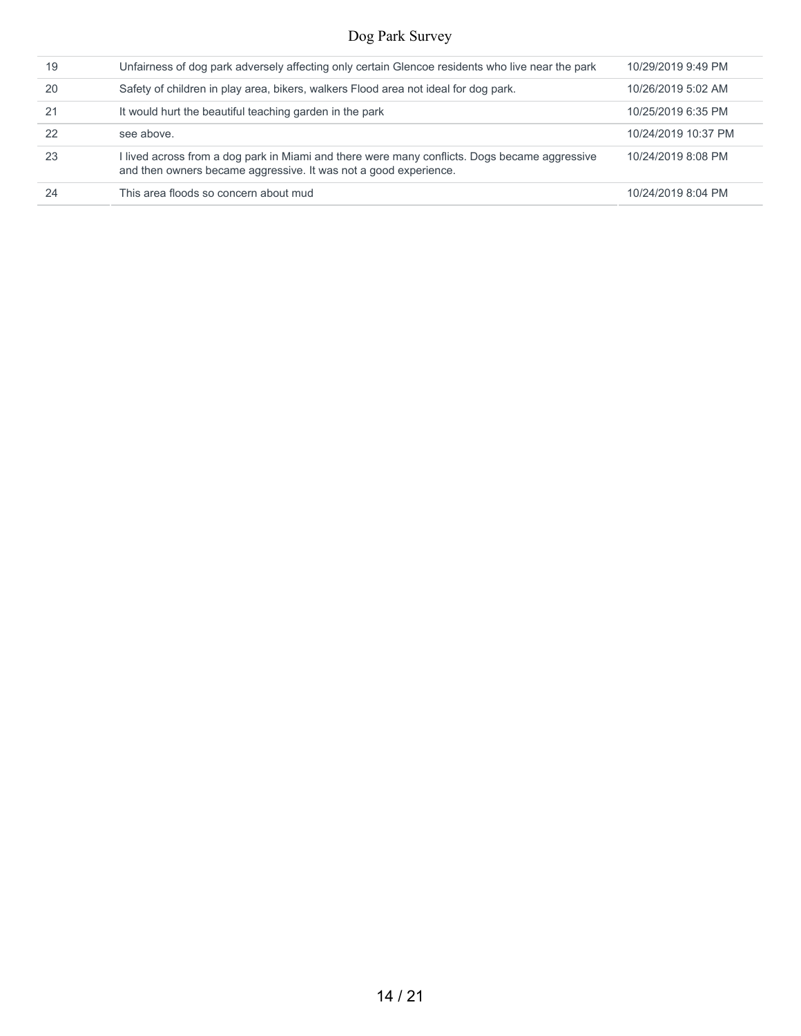| | | |
|---|---|---|
| 19 | Unfairness of dog park adversely affecting only certain Glencoe residents who live near the park | 10/29/2019 9:49 PM |
| 20 | Safety of children in play area, bikers, walkers Flood area not ideal for dog park. | 10/26/2019 5:02 AM |
| 21 | It would hurt the beautiful teaching garden in the park | 10/25/2019 6:35 PM |
| 22 | see above. | 10/24/2019 10:37 PM |
| 23 | I lived across from a dog park in Miami and there were many conflicts. Dogs became aggressive and then owners became aggressive. It was not a good experience. | 10/24/2019 8:08 PM |
| 24 | This area floods so concern about mud | 10/24/2019 8:04 PM |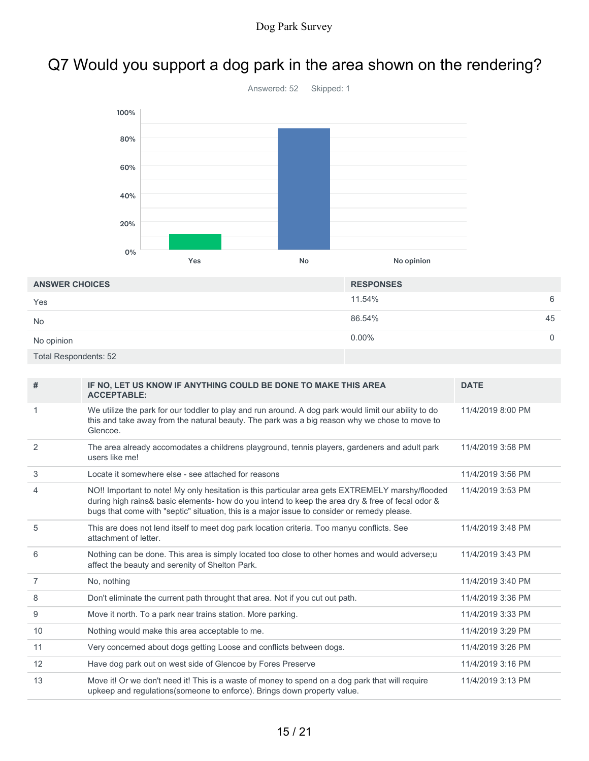# Q7 Would you support a dog park in the area shown on the rendering?

Answered: 52 Skipped: 1

| ANSWER CHOICES | RESPONSES | |
|---|---|---|
| Yes | 11.54% | 6 |
| No | 86.54% | 45 |
| No opinion | 0.00% | 0 |
| Total Respondents: 52 | | |

| # | IF NO, LET US KNOW IF ANYTHING COULD BE DONE TO MAKE THIS AREA ACCEPTABLE: | DATE |
|---|---|---|
| 1 | We utilize the park for our toddler to play and run around. A dog park would limit our ability to do this and take away from the natural beauty. The park was a big reason why we chose to move to Glencoe. | 11/4/2019 8:00 PM |
| 2 | The area already accomodates a childrens playground, tennis players, gardeners and adult park users like me! | 11/4/2019 3:58 PM |
| 3 | Locate it somewhere else - see attached for reasons | 11/4/2019 3:56 PM |
| 4 | NO!! Important to note! My only hesitation is this particular area gets EXTREMELY marshy/flooded during high rains& basic elements- how do you intend to keep the area dry & free of fecal odor & bugs that come with "septic" situation, this is a major issue to consider or remedy please. | 11/4/2019 3:53 PM |
| 5 | This are does not lend itself to meet dog park location criteria. Too manyu conflicts. See attachment of letter. | 11/4/2019 3:48 PM |
| 6 | Nothing can be done. This area is simply located too close to other homes and would adverse;u affect the beauty and serenity of Shelton Park. | 11/4/2019 3:43 PM |
| 7 | No, nothing | 11/4/2019 3:40 PM |
| 8 | Don't eliminate the current path throught that area. Not if you cut out path. | 11/4/2019 3:36 PM |
| 9 | Move it north. To a park near trains station. More parking. | 11/4/2019 3:33 PM |
| 10 | Nothing would make this area acceptable to me. | 11/4/2019 3:29 PM |
| 11 | Very concerned about dogs getting Loose and conflicts between dogs. | 11/4/2019 3:26 PM |
| 12 | Have dog park out on west side of Glencoe by Fores Preserve | 11/4/2019 3:16 PM |
| 13 | Move it! Or we don't need it! This is a waste of money to spend on a dog park that will require upkeep and regulations(someone to enforce). Brings down property value. | 11/4/2019 3:13 PM |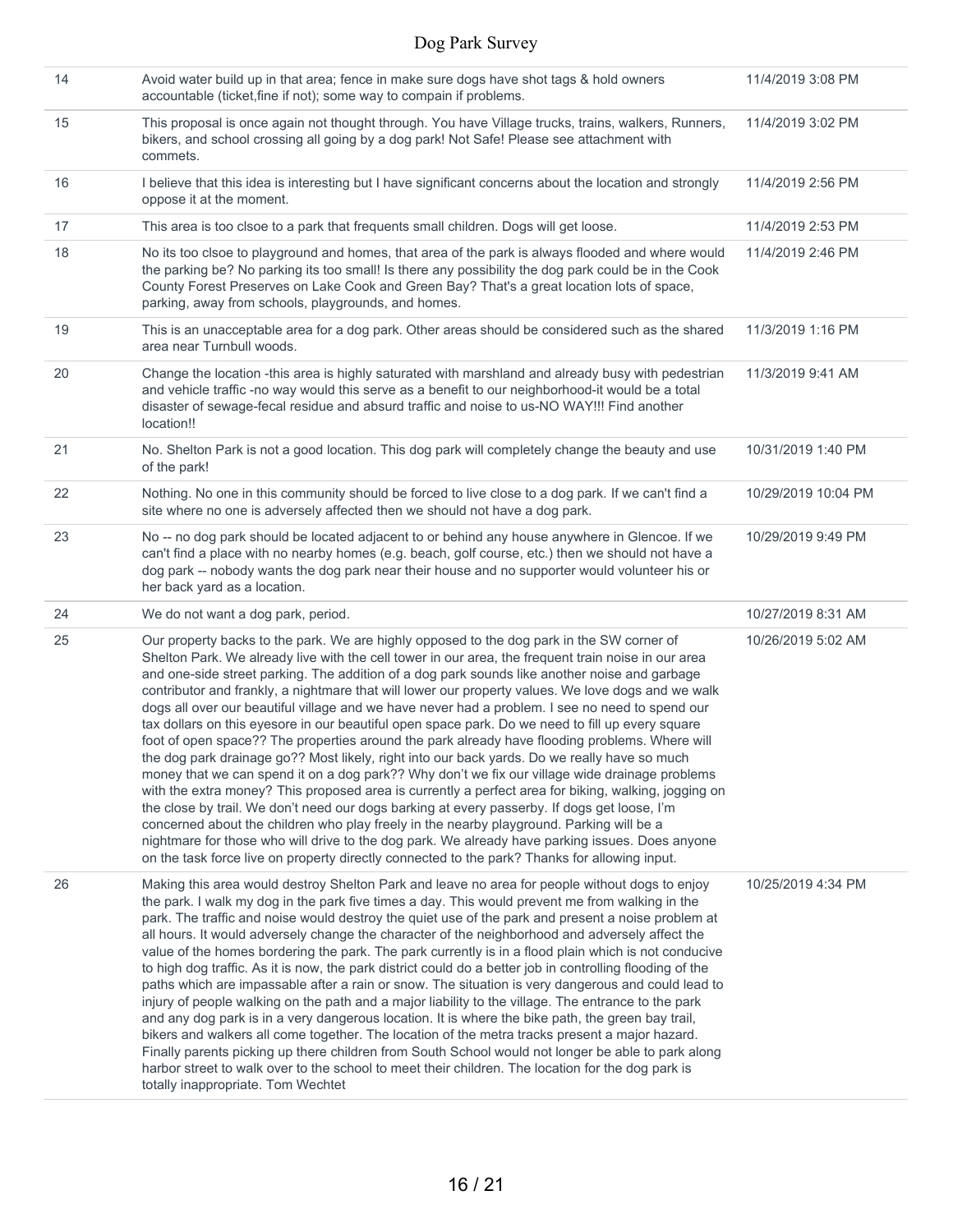| | | |
|---|---|---|
| 14 | Avoid water build up in that area; fence in make sure dogs have shot tags & hold owners accountable (ticket,fine if not); some way to compain if problems. | 11/4/2019 3:08 PM |
| 15 | This proposal is once again not thought through. You have Village trucks, trains, walkers, Runners, bikers, and school crossing all going by a dog park! Not Safe! Please see attachment with commets. | 11/4/2019 3:02 PM |
| 16 | I believe that this idea is interesting but I have significant concerns about the location and strongly oppose it at the moment. | 11/4/2019 2:56 PM |
| 17 | This area is too clsoe to a park that frequents small children. Dogs will get loose. | 11/4/2019 2:53 PM |
| 18 | No its too clsoe to playground and homes, that area of the park is always flooded and where would the parking be? No parking its too small! Is there any possibility the dog park could be in the Cook County Forest Preserves on Lake Cook and Green Bay? That's a great location lots of space, parking, away from schools, playgrounds, and homes. | 11/4/2019 2:46 PM |
| 19 | This is an unacceptable area for a dog park. Other areas should be considered such as the shared area near Turnbull woods. | 11/3/2019 1:16 PM |
| 20 | Change the location -this area is highly saturated with marshland and already busy with pedestrian and vehicle traffic -no way would this serve as a benefit to our neighborhood-it would be a total disaster of sewage-fecal residue and absurd traffic and noise to us-NO WAY!!! Find another location!! | 11/3/2019 9:41 AM |
| 21 | No. Shelton Park is not a good location. This dog park will completely change the beauty and use of the park! | 10/31/2019 1:40 PM |
| 22 | Nothing. No one in this community should be forced to live close to a dog park. If we can't find a site where no one is adversely affected then we should not have a dog park. | 10/29/2019 10:04 PM |
| 23 | No -- no dog park should be located adjacent to or behind any house anywhere in Glencoe. If we can't find a place with no nearby homes (e.g. beach, golf course, etc.) then we should not have a dog park -- nobody wants the dog park near their house and no supporter would volunteer his or her back yard as a location. | 10/29/2019 9:49 PM |
| 24 | We do not want a dog park, period. | 10/27/2019 8:31 AM |
| 25 | Our property backs to the park. We are highly opposed to the dog park in the SW corner of Shelton Park. We already live with the cell tower in our area, the frequent train noise in our area and one-side street parking. The addition of a dog park sounds like another noise and garbage contributor and frankly, a nightmare that will lower our property values. We love dogs and we walk dogs all over our beautiful village and we have never had a problem. I see no need to spend our tax dollars on this eyesore in our beautiful open space park. Do we need to fill up every square foot of open space?? The properties around the park already have flooding problems. Where will the dog park drainage go?? Most likely, right into our back yards. Do we really have so much money that we can spend it on a dog park?? Why don't we fix our village wide drainage problems with the extra money? This proposed area is currently a perfect area for biking, walking, jogging on the close by trail. We don't need our dogs barking at every passerby. If dogs get loose, I'm concerned about the children who play freely in the nearby playground. Parking will be a nightmare for those who will drive to the dog park. We already have parking issues. Does anyone on the task force live on property directly connected to the park? Thanks for allowing input. | 10/26/2019 5:02 AM |
| 26 | Making this area would destroy Shelton Park and leave no area for people without dogs to enjoy the park. I walk my dog in the park five times a day. This would prevent me from walking in the park. The traffic and noise would destroy the quiet use of the park and present a noise problem at all hours. It would adversely change the character of the neighborhood and adversely affect the value of the homes bordering the park. The park currently is in a flood plain which is not conducive to high dog traffic. As it is now, the park district could do a better job in controlling flooding of the paths which are impassable after a rain or snow. The situation is very dangerous and could lead to injury of people walking on the path and a major liability to the village. The entrance to the park and any dog park is in a very dangerous location. It is where the bike path, the green bay trail, bikers and walkers all come together. The location of the metra tracks present a major hazard. Finally parents picking up there children from South School would not longer be able to park along harbor street to walk over to the school to meet their children. The location for the dog park is totally inappropriate. Tom Wechtet | 10/25/2019 4:34 PM |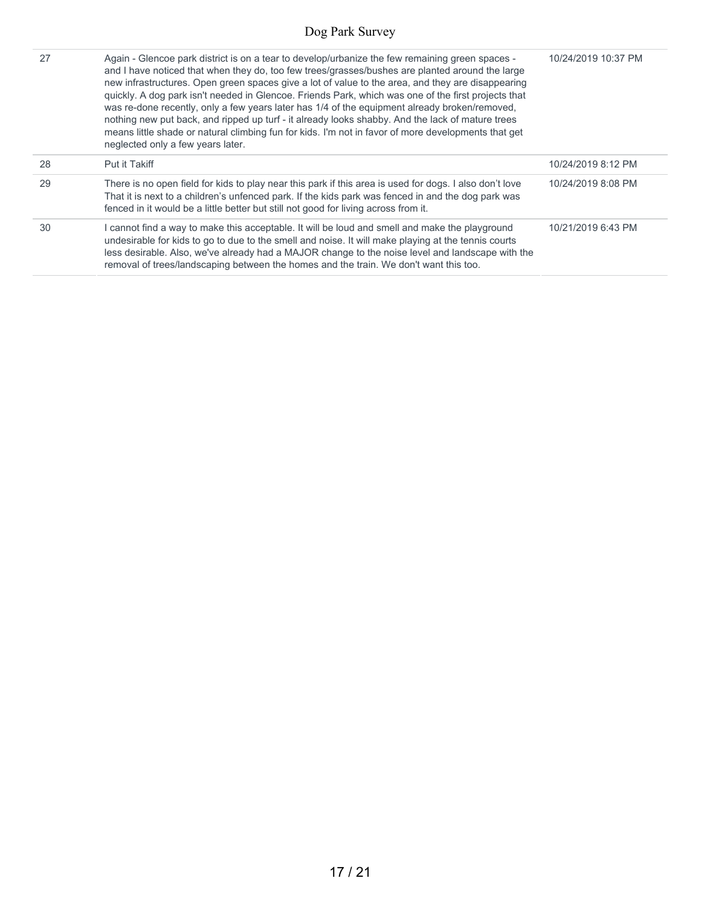| 27 | Again - Glencoe park district is on a tear to develop/urbanize the few remaining green spaces - and I have noticed that when they do, too few trees/grasses/bushes are planted around the large new infrastructures. Open green spaces give a lot of value to the area, and they are disappearing quickly. A dog park isn't needed in Glencoe. Friends Park, which was one of the first projects that was re-done recently, only a few years later has 1/4 of the equipment already broken/removed, nothing new put back, and ripped up turf - it already looks shabby. And the lack of mature trees means little shade or natural climbing fun for kids. I'm not in favor of more developments that get neglected only a few years later. | 10/24/2019 10:37 PM |
|---|---|---|
| 28 | Put it Takiff | 10/24/2019 8:12 PM |
| 29 | There is no open field for kids to play near this park if this area is used for dogs. I also don't love That it is next to a children's unfenced park. If the kids park was fenced in and the dog park was fenced in it would be a little better but still not good for living across from it. | 10/24/2019 8:08 PM |
| 30 | I cannot find a way to make this acceptable. It will be loud and smell and make the playground undesirable for kids to go to due to the smell and noise. It will make playing at the tennis courts less desirable. Also, we've already had a MAJOR change to the noise level and landscape with the removal of trees/landscaping between the homes and the train. We don't want this too. | 10/21/2019 6:43 PM |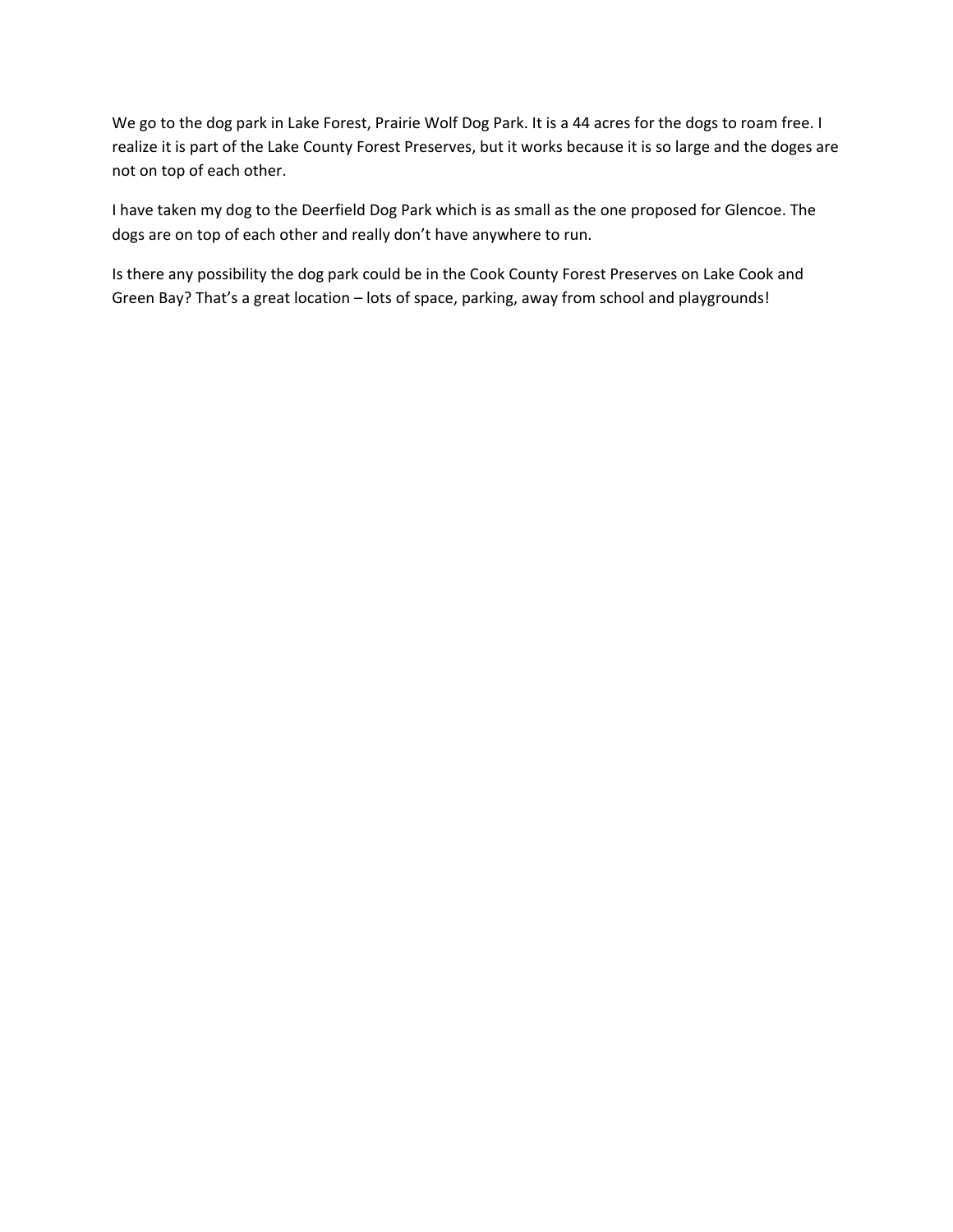We go to the dog park in Lake Forest, Prairie Wolf Dog Park. It is a 44 acres for the dogs to roam free. I realize it is part of the Lake County Forest Preserves, but it works because it is so large and the doges are not on top of each other.

I have taken my dog to the Deerfield Dog Park which is as small as the one proposed for Glencoe. The dogs are on top of each other and really don't have anywhere to run.

Is there any possibility the dog park could be in the Cook County Forest Preserves on Lake Cook and Green Bay? That's a great location – lots of space, parking, away from school and playgrounds!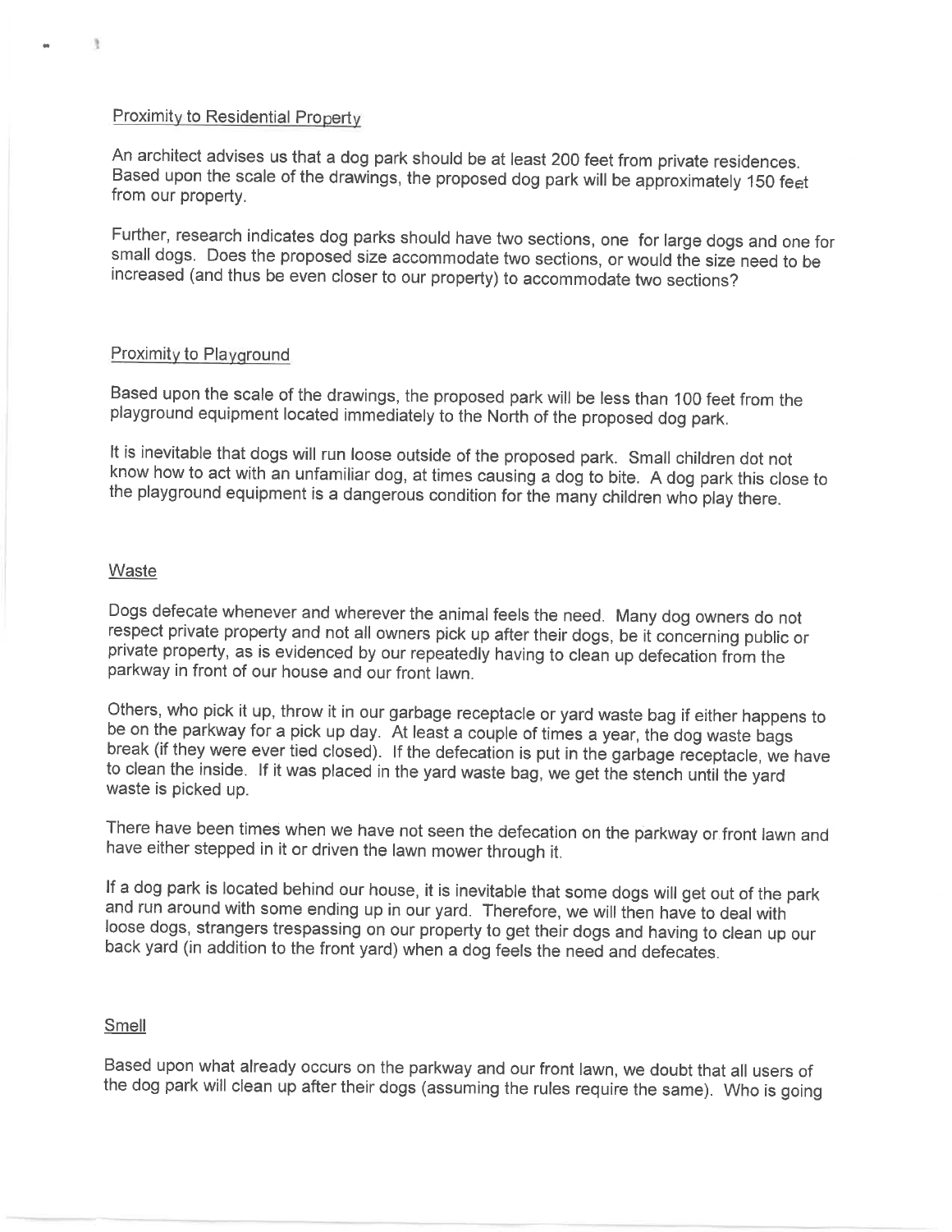Proximity to Residential Property

An architect advises us that a dog park should be at least 200 feet from private residences. Based upon the scale of the drawings, the proposed dog park will be approximately 150 feet from our property.

Further, research indicates dog parks should have two sections, one for large dogs and one for small dogs. Does the proposed size accommodate two sections, or would the size need to be increased (and thus be even closer to our property) to accommodate two sections?

Proximity to Playground

Based upon the scale of the drawings, the proposed park will be less than 100 feet from the playground equipment located immediately to the North of the proposed dog park.

It is inevitable that dogs will run loose outside of the proposed park. Small children dot not know how to act with an unfamiliar dog, at times causing a dog to bite. A dog park this close to the playground equipment is a dangerous condition for the many children who play there.

Waste

Dogs defecate whenever and wherever the animal feels the need. Many dog owners do not respect private property and not all owners pick up after their dogs, be it concerning public or private property, as is evidenced by our repeatedly having to clean up defecation from the parkway in front of our house and our front lawn.

Others, who pick it up, throw it in our garbage receptacle or yard waste bag if either happens to be on the parkway for a pick up day. At least a couple of times a year, the dog waste bags break (if they were ever tied closed). If the defecation is put in the garbage receptacle, we have to clean the inside. If it was placed in the yard waste bag, we get the stench until the yard waste is picked up.

There have been times when we have not seen the defecation on the parkway or front lawn and have either stepped in it or driven the lawn mower through it.

If a dog park is located behind our house, it is inevitable that some dogs will get out of the park and run around with some ending up in our yard. Therefore, we will then have to deal with loose dogs, strangers trespassing on our property to get their dogs and having to clean up our back yard (in addition to the front yard) when a dog feels the need and defecates.

Smell

Based upon what already occurs on the parkway and our front lawn, we doubt that all users of the dog park will clean up after their dogs (assuming the rules require the same). Who is going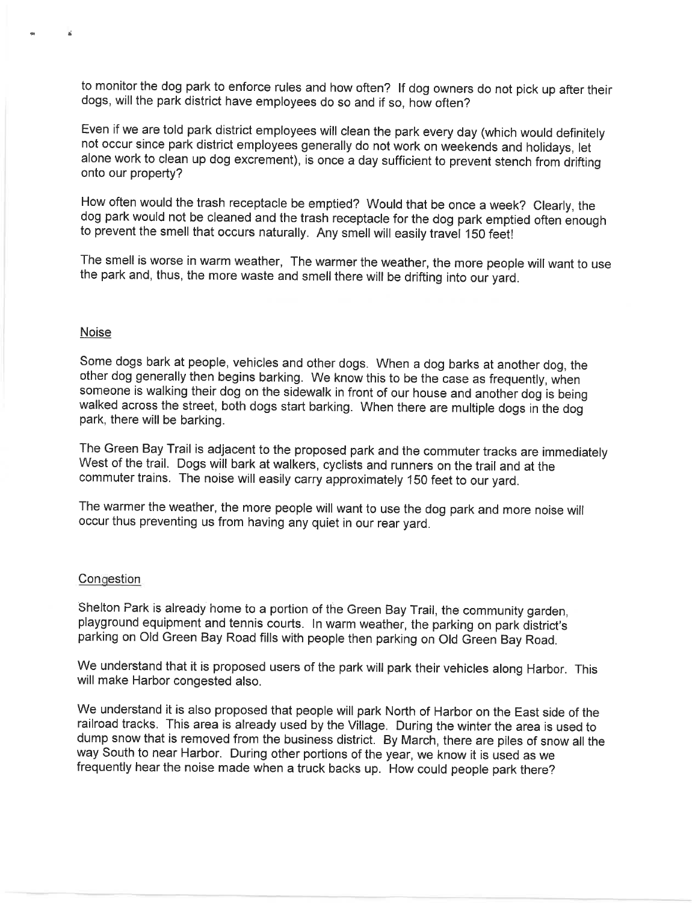to monitor the dog park to enforce rules and how often? If dog owners do not pick up after their dogs, will the park district have employees do so and if so, how often?

Even if we are told park district employees will clean the park every day (which would definitely not occur since park district employees generally do not work on weekends and holidays, let alone work to clean up dog excrement), is once a day sufficient to prevent stench from drifting onto our property?

How often would the trash receptacle be emptied? Would that be once a week? Clearly, the dog park would not be cleaned and the trash receptacle for the dog park emptied often enough to prevent the smell that occurs naturally. Any smell will easily travel 150 feet!

The smell is worse in warm weather, The warmer the weather, the more people will want to use the park and, thus, the more waste and smell there will be drifting into our yard.

Noise

Some dogs bark at people, vehicles and other dogs. When a dog barks at another dog, the other dog generally then begins barking. We know this to be the case as frequently, when someone is walking their dog on the sidewalk in front of our house and another dog is being walked across the street, both dogs start barking. When there are multiple dogs in the dog park, there will be barking.

The Green Bay Trail is adjacent to the proposed park and the commuter tracks are immediately West of the trail. Dogs will bark at walkers, cyclists and runners on the trail and at the commuter trains. The noise will easily carry approximately 150 feet to our yard.

The warmer the weather, the more people will want to use the dog park and more noise will occur thus preventing us from having any quiet in our rear yard.

Congestion

Shelton Park is already home to a portion of the Green Bay Trail, the community garden, playground equipment and tennis courts. In warm weather, the parking on park district's parking on Old Green Bay Road fills with people then parking on Old Green Bay Road.

We understand that it is proposed users of the park will park their vehicles along Harbor. This will make Harbor congested also.

We understand it is also proposed that people will park North of Harbor on the East side of the railroad tracks. This area is already used by the Village. During the winter the area is used to dump snow that is removed from the business district. By March, there are piles of snow all the way South to near Harbor. During other portions of the year, we know it is used as we frequently hear the noise made when a truck backs up. How could people park there?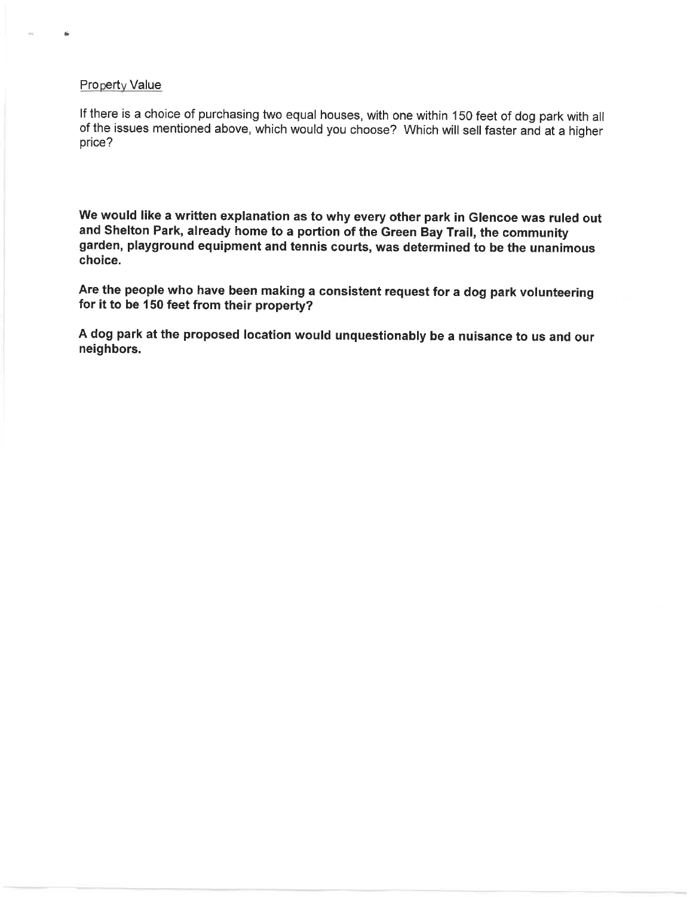Property Value

If there is a choice of purchasing two equal houses, with one within 150 feet of dog park with all of the issues mentioned above, which would you choose? Which will sell faster and at a higher price?

**We would like a written explanation as to why every other park in Glencoe was ruled out and Shelton Park, already home to a portion of the Green Bay Trail, the community garden, playground equipment and tennis courts, was determined to be the unanimous choice.**

**Are the people who have been making a consistent request for a dog park volunteering for it to be 150 feet from their property?**

**A dog park at the proposed location would unquestionably be a nuisance to us and our neighbors.**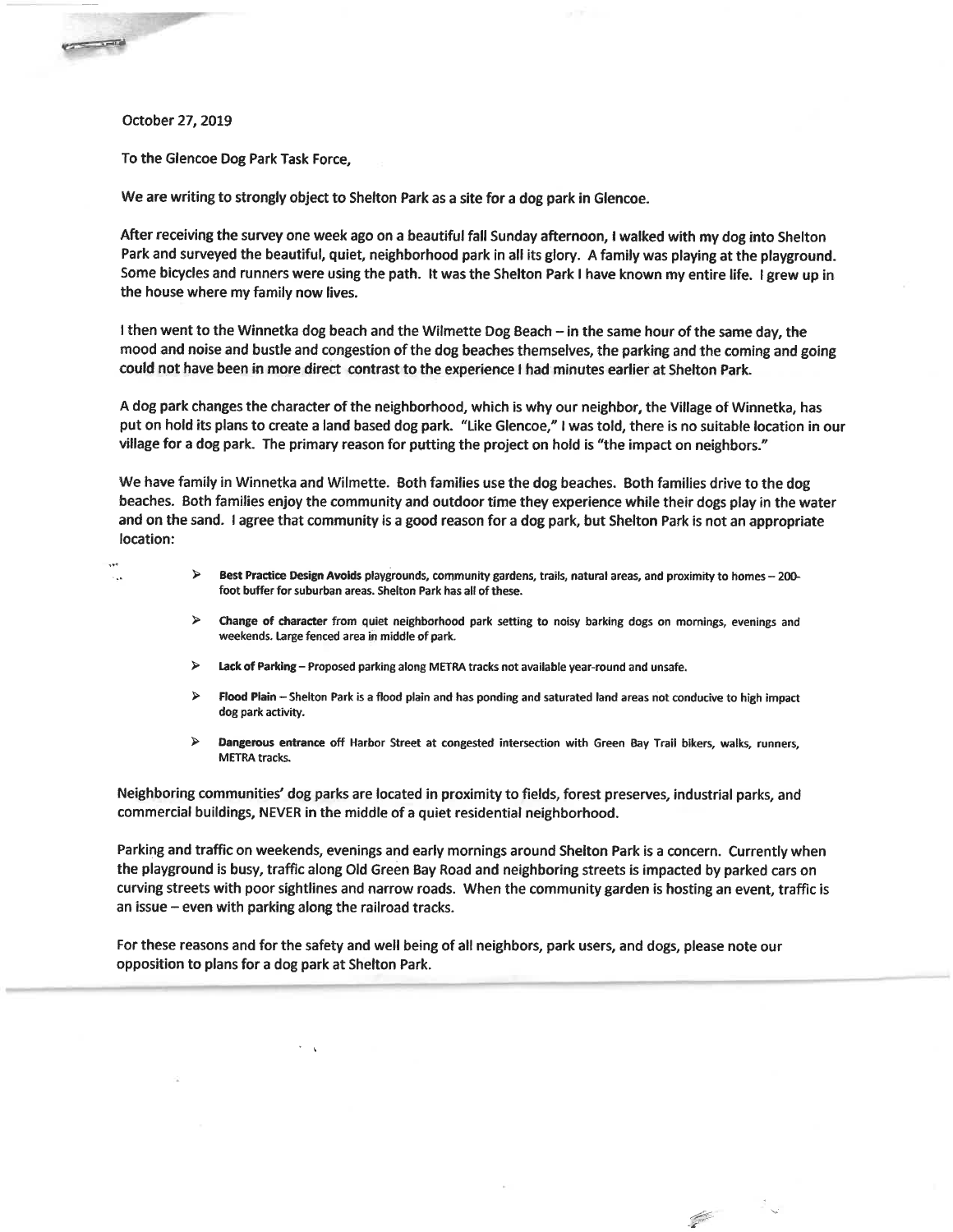October 27, 2019

To the Glencoe Dog Park Task Force,

We are writing to strongly object to Shelton Park as a site for a dog park in Glencoe.

After receiving the survey one week ago on a beautiful fall Sunday afternoon, I walked with my dog into Shelton Park and surveyed the beautiful, quiet, neighborhood park in all its glory. A family was playing at the playground. Some bicycles and runners were using the path. It was the Shelton Park I have known my entire life. I grew up in the house where my family now lives.

I then went to the Winnetka dog beach and the Wilmette Dog Beach – in the same hour of the same day, the mood and noise and bustle and congestion of the dog beaches themselves, the parking and the coming and going could not have been in more direct contrast to the experience I had minutes earlier at Shelton Park.

A dog park changes the character of the neighborhood, which is why our neighbor, the Village of Winnetka, has put on hold its plans to create a land based dog park. "Like Glencoe," I was told, there is no suitable location in our village for a dog park. The primary reason for putting the project on hold is "the impact on neighbors."

We have family in Winnetka and Wilmette. Both families use the dog beaches. Both families drive to the dog beaches. Both families enjoy the community and outdoor time they experience while their dogs play in the water and on the sand. I agree that community is a good reason for a dog park, but Shelton Park is not an appropriate location:

- **Best Practice Design Avoids** playgrounds, community gardens, trails, natural areas, and proximity to homes – 200-foot buffer for suburban areas. Shelton Park has all of these.
- **Change of character** from quiet neighborhood park setting to noisy barking dogs on mornings, evenings and weekends. Large fenced area in middle of park.
- **Lack of Parking** – Proposed parking along METRA tracks not available year-round and unsafe.
- **Flood Plain** – Shelton Park is a flood plain and has ponding and saturated land areas not conducive to high impact dog park activity.
- **Dangerous entrance** off Harbor Street at congested intersection with Green Bay Trail bikers, walks, runners, METRA tracks.

Neighboring communities' dog parks are located in proximity to fields, forest preserves, industrial parks, and commercial buildings, NEVER in the middle of a quiet residential neighborhood.

Parking and traffic on weekends, evenings and early mornings around Shelton Park is a concern. Currently when the playground is busy, traffic along Old Green Bay Road and neighboring streets is impacted by parked cars on curving streets with poor sightlines and narrow roads. When the community garden is hosting an event, traffic is an issue – even with parking along the railroad tracks.

For these reasons and for the safety and well being of all neighbors, park users, and dogs, please note our opposition to plans for a dog park at Shelton Park.